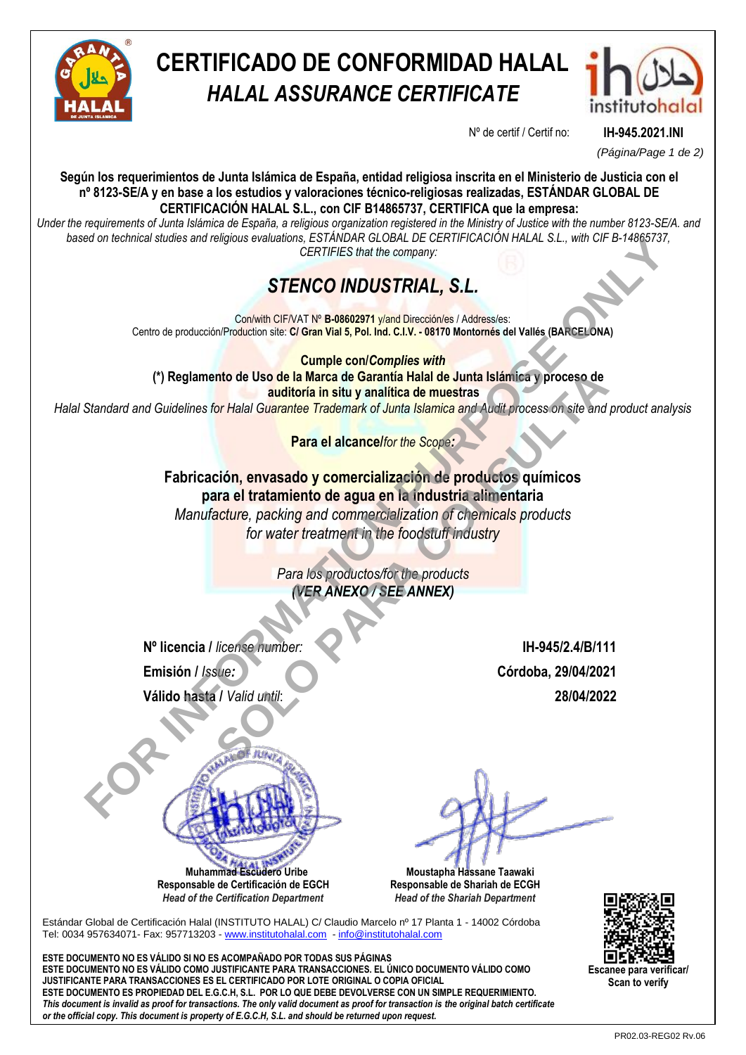# CERTIFICADO DE CONFORMIDAD HALAL

## *HALAL ASSURANCE CERTIFICATE*

Nº de certif / Certif no: **IH-945.2021.INI**

**Según los requerimientos de Junta Islámica de España, entidad religiosa inscrita en el Ministerio de Justicia con el nº 8123-SE/A y en base a los estudios y valoraciones técnico-religiosas realizadas, ESTÁNDAR GLOBAL DE CERTIFICACIÓN HALAL S.L., con CIF B14865737, CERTIFICA que la empresa:**

*Under the requirements of Junta Islámica de España, a religious organization registered in the Ministry of Justice with the number 8123-SE/A. and based on technical studies and religious evaluations, ESTÁNDAR GLOBAL DE CERTIFICACIÓN HALAL S.L., with CIF B-14865737, CERTIFIES that the company:*

## *STENCO INDUSTRIAL, S.L.*

Con/with CIF/VAT Nº **B-08602971** y/and Dirección/es / Address/es:

Centro de producción/Production site: **C/ Gran Vial 5, Pol. Ind. C.I.V. - 08170 Montornés del Vallés (BARCELONA)**

**Cumple con/*Complies with***

**(\*) Reglamento de Uso de la Marca de Garantía Halal de Junta Islámica y proceso de auditoría in situ y analítica de muestras**

*Halal Standard and Guidelines for Halal Guarantee Trademark of Junta Islamica and Audit process on site and product analysis*

**Para el alcance/***for the Scope***:**

**Fabricación, envasado y comercialización de productos químicos para el tratamiento de agua en la industria alimentaria**

*Manufacture, packing and commercialization of chemicals products for water treatment in the foodstuff industry*

*Para los productos/for the products*

***(VER ANEXO / SEE ANNEX)***

| | |
|---|---|
| **Nº licencia** / *license number:* | **IH-945/2.4/B/111** |
| **Emisión** / *Issue:* | **Córdoba, 29/04/2021** |
| **Válido hasta** / *Valid until*: | **28/04/2022** |

FOR INFORMATION PURPOSE ONLY
SOLO PARA CONSULTA

| | |
|---|---|
| **Muhammad Escudero Uribe** | **Moustapha Hassane Taawaki** |
| **Responsable de Certificación de EGCH** | **Responsable de Shariah de ECGH** |
| ***Head of the Certification Department*** | ***Head of the Shariah Department*** |

Estándar Global de Certificación Halal (INSTITUTO HALAL) C/ Claudio Marcelo nº 17 Planta 1 - 14002 Córdoba
Tel: 0034 957634071- Fax: 957713203 - www.institutohalal.com - info@institutohalal.com

**Escanee para verificar/ Scan to verify**

**ESTE DOCUMENTO NO ES VÁLIDO SI NO ES ACOMPAÑADO POR TODAS SUS PÁGINAS**
**ESTE DOCUMENTO NO ES VÁLIDO COMO JUSTIFICANTE PARA TRANSACCIONES. EL ÚNICO DOCUMENTO VÁLIDO COMO JUSTIFICANTE PARA TRANSACCIONES ES EL CERTIFICADO POR LOTE ORIGINAL O COPIA OFICIAL**
**ESTE DOCUMENTO ES PROPIEDAD DEL E.G.C.H, S.L. POR LO QUE DEBE DEVOLVERSE CON UN SIMPLE REQUERIMIENTO.**
***This document is invalid as proof for transactions. The only valid document as proof for transaction is the original batch certificate or the official copy. This document is property of E.G.C.H, S.L. and should be returned upon request.***

PR02.03-REG02 Rv.06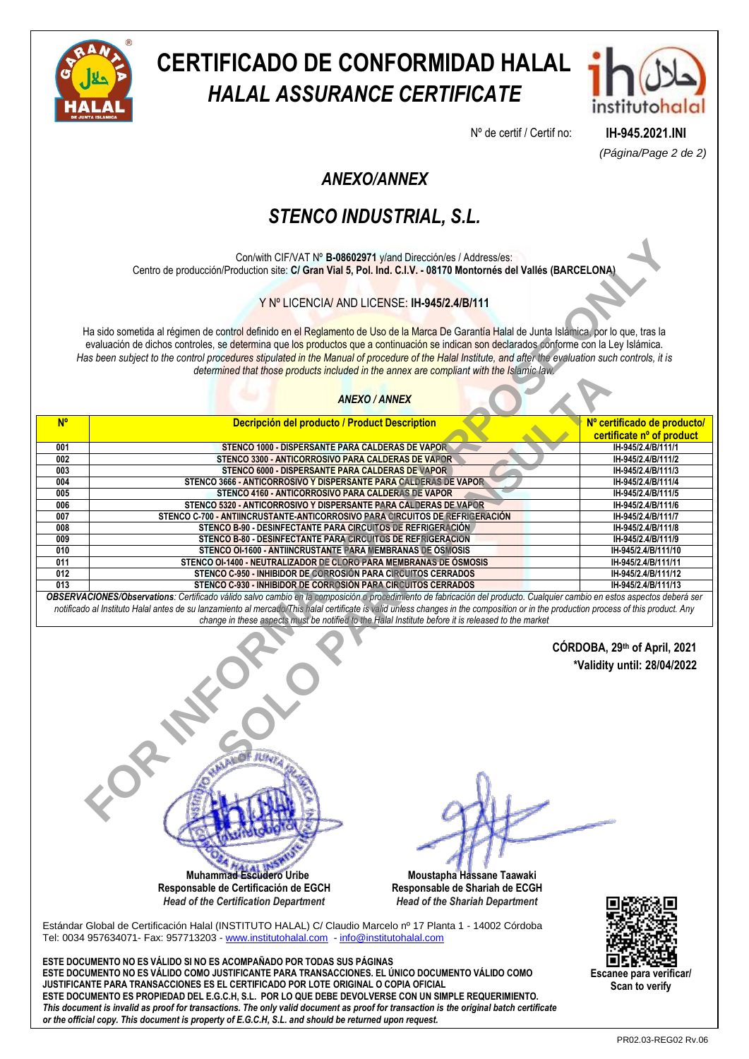# CERTIFICADO DE CONFORMIDAD HALAL
## *HALAL ASSURANCE CERTIFICATE*

Nº de certif / Certif no: **IH-945.2021.INI**

*(Página/Page 2 de 2)*

## *ANEXO/ANNEX*

## *STENCO INDUSTRIAL, S.L.*

Con/with CIF/VAT Nº **B-08602971** y/and Dirección/es / Address/es:
Centro de producción/Production site: **C/ Gran Vial 5, Pol. Ind. C.I.V. - 08170 Montornés del Vallés (BARCELONA)**

Y Nº LICENCIA/ AND LICENSE: **IH-945/2.4/B/111**

Ha sido sometida al régimen de control definido en el Reglamento de Uso de la Marca De Garantía Halal de Junta Islámica, por lo que, tras la evaluación de dichos controles, se determina que los productos que a continuación se indican son declarados conforme con la Ley Islámica.
*Has been subject to the control procedures stipulated in the Manual of procedure of the Halal Institute, and after the evaluation such controls, it is determined that those products included in the annex are compliant with the Islamic law.*

*ANEXO / ANNEX*

| Nº | Decripción del producto / Product Description | Nº certificado de producto/ certificate nº of product |
|---|---|---|
| 001 | STENCO 1000 - DISPERSANTE PARA CALDERAS DE VAPOR | IH-945/2.4/B/111/1 |
| 002 | STENCO 3300 - ANTICORROSIVO PARA CALDERAS DE VAPOR | IH-945/2.4/B/111/2 |
| 003 | STENCO 6000 - DISPERSANTE PARA CALDERAS DE VAPOR | IH-945/2.4/B/111/3 |
| 004 | STENCO 3666 - ANTICORROSIVO Y DISPERSANTE PARA CALDERAS DE VAPOR | IH-945/2.4/B/111/4 |
| 005 | STENCO 4160 - ANTICORROSIVO PARA CALDERAS DE VAPOR | IH-945/2.4/B/111/5 |
| 006 | STENCO 5320 - ANTICORROSIVO Y DISPERSANTE PARA CALDERAS DE VAPOR | IH-945/2.4/B/111/6 |
| 007 | STENCO C-700 - ANTIINCRUSTANTE-ANTICORROSIVO PARA CIRCUITOS DE REFRIGERACIÓN | IH-945/2.4/B/111/7 |
| 008 | STENCO B-90 - DESINFECTANTE PARA CIRCUITOS DE REFRIGERACIÓN | IH-945/2.4/B/111/8 |
| 009 | STENCO B-80 - DESINFECTANTE PARA CIRCUITOS DE REFRIGERACIÓN | IH-945/2.4/B/111/9 |
| 010 | STENCO OI-1600 - ANTIINCRUSTANTE PARA MEMBRANAS DE ÓSMOSIS | IH-945/2.4/B/111/10 |
| 011 | STENCO OI-1400 - NEUTRALIZADOR DE CLORO PARA MEMBRANAS DE ÓSMOSIS | IH-945/2.4/B/111/11 |
| 012 | STENCO C-950 - INHIBIDOR DE CORROSIÓN PARA CIRCUITOS CERRADOS | IH-945/2.4/B/111/12 |
| 013 | STENCO C-930 - INHIBIDOR DE CORROSIÓN PARA CIRCUITOS CERRADOS | IH-945/2.4/B/111/13 |

***OBSERVACIONES/Observations**: Certificado válido salvo cambio en la composición o procedimiento de fabricación del producto. Cualquier cambio en estos aspectos deberá ser notificado al Instituto Halal antes de su lanzamiento al mercado/This halal certificate is valid unless changes in the composition or in the production process of this product. Any change in these aspects must be notified to the Halal Institute before it is released to the market*

**CÓRDOBA, 29th of April, 2021**
**\*Validity until: 28/04/2022**

FOR INFORMATION PURPOSE ONLY
SOLO PARA CONSULTA

**Muhammad Escudero Uribe**
**Responsable de Certificación de EGCH**
***Head of the Certification Department***

**Moustapha Hassane Taawaki**
**Responsable de Shariah de ECGH**
***Head of the Shariah Department***

Estándar Global de Certificación Halal (INSTITUTO HALAL) C/ Claudio Marcelo nº 17 Planta 1 - 14002 Córdoba
Tel: 0034 957634071- Fax: 957713203 - www.institutohalal.com - info@institutohalal.com

**Escanee para verificar/ Scan to verify**

**ESTE DOCUMENTO NO ES VÁLIDO SI NO ES ACOMPAÑADO POR TODAS SUS PÁGINAS**
**ESTE DOCUMENTO NO ES VÁLIDO COMO JUSTIFICANTE PARA TRANSACCIONES. EL ÚNICO DOCUMENTO VÁLIDO COMO JUSTIFICANTE PARA TRANSACCIONES ES EL CERTIFICADO POR LOTE ORIGINAL O COPIA OFICIAL**
**ESTE DOCUMENTO ES PROPIEDAD DEL E.G.C.H, S.L. POR LO QUE DEBE DEVOLVERSE CON UN SIMPLE REQUERIMIENTO.**
***This document is invalid as proof for transactions. The only valid document as proof for transaction is the original batch certificate or the official copy. This document is property of E.G.C.H, S.L. and should be returned upon request.***

PR02.03-REG02 Rv.06